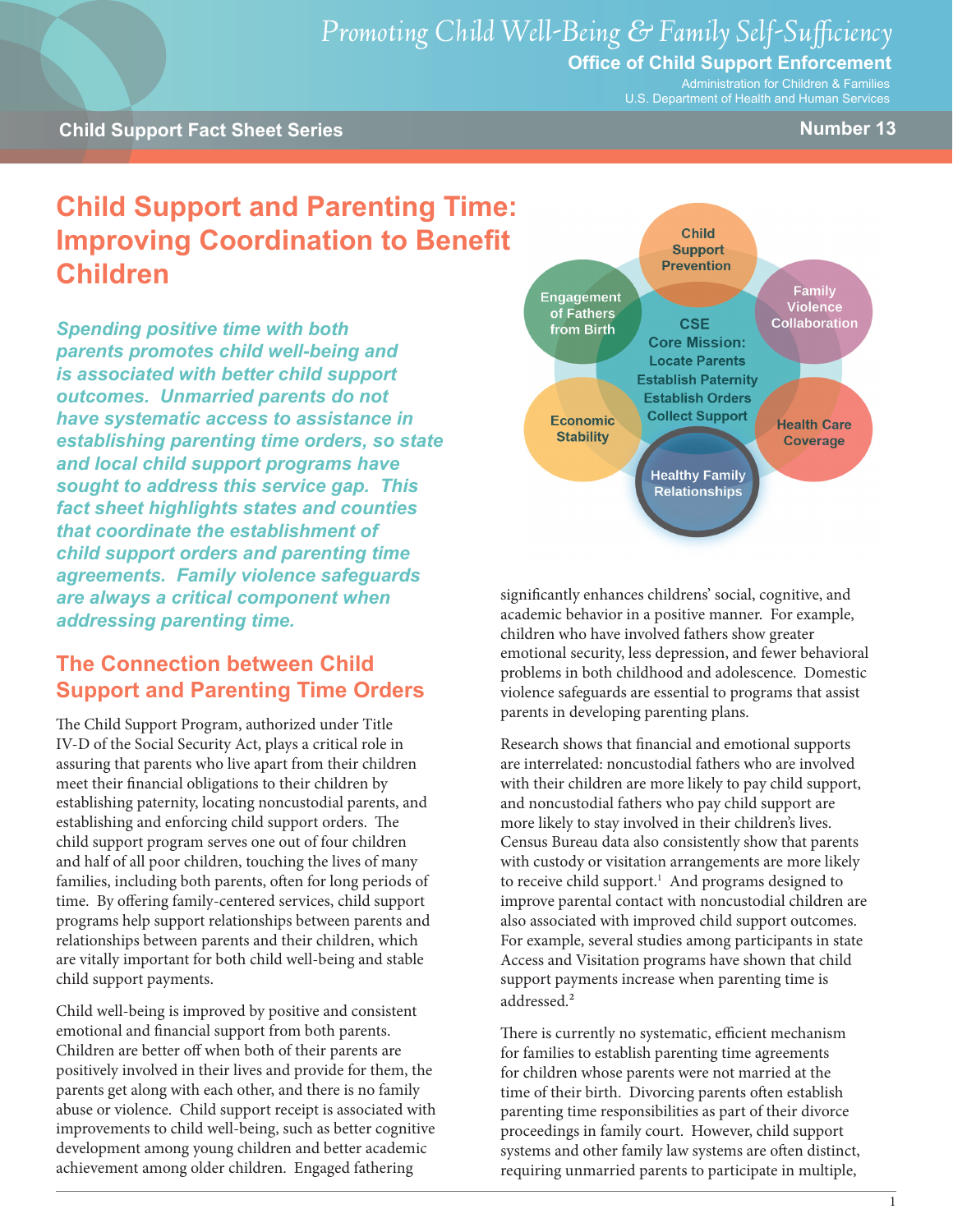Promoting Child Well-Being & Family Self-Sufficiency

**Office of Child Support Enforcement**
Administration for Children & Families
U.S. Department of Health and Human Services

**Child Support Fact Sheet Series** — **Number 13**

# Child Support and Parenting Time: Improving Coordination to Benefit Children

***Spending positive time with both parents promotes child well-being and is associated with better child support outcomes. Unmarried parents do not have systematic access to assistance in establishing parenting time orders, so state and local child support programs have sought to address this service gap. This fact sheet highlights states and counties that coordinate the establishment of child support orders and parenting time agreements. Family violence safeguards are always a critical component when addressing parenting time.***

Child Support Prevention; Family Violence Collaboration; Health Care Coverage; Healthy Family Relationships; Economic Stability; Engagement of Fathers from Birth

CSE Core Mission: Locate Parents, Establish Paternity, Establish Orders, Collect Support

## The Connection between Child Support and Parenting Time Orders

The Child Support Program, authorized under Title IV-D of the Social Security Act, plays a critical role in assuring that parents who live apart from their children meet their financial obligations to their children by establishing paternity, locating noncustodial parents, and establishing and enforcing child support orders. The child support program serves one out of four children and half of all poor children, touching the lives of many families, including both parents, often for long periods of time. By offering family-centered services, child support programs help support relationships between parents and relationships between parents and their children, which are vitally important for both child well-being and stable child support payments.

Child well-being is improved by positive and consistent emotional and financial support from both parents. Children are better off when both of their parents are positively involved in their lives and provide for them, the parents get along with each other, and there is no family abuse or violence. Child support receipt is associated with improvements to child well-being, such as better cognitive development among young children and better academic achievement among older children. Engaged fathering significantly enhances childrens' social, cognitive, and academic behavior in a positive manner. For example, children who have involved fathers show greater emotional security, less depression, and fewer behavioral problems in both childhood and adolescence. Domestic violence safeguards are essential to programs that assist parents in developing parenting plans.

Research shows that financial and emotional supports are interrelated: noncustodial fathers who are involved with their children are more likely to pay child support, and noncustodial fathers who pay child support are more likely to stay involved in their children's lives. Census Bureau data also consistently show that parents with custody or visitation arrangements are more likely to receive child support.[1] And programs designed to improve parental contact with noncustodial children are also associated with improved child support outcomes. For example, several studies among participants in state Access and Visitation programs have shown that child support payments increase when parenting time is addressed.[2]

There is currently no systematic, efficient mechanism for families to establish parenting time agreements for children whose parents were not married at the time of their birth. Divorcing parents often establish parenting time responsibilities as part of their divorce proceedings in family court. However, child support systems and other family law systems are often distinct, requiring unmarried parents to participate in multiple,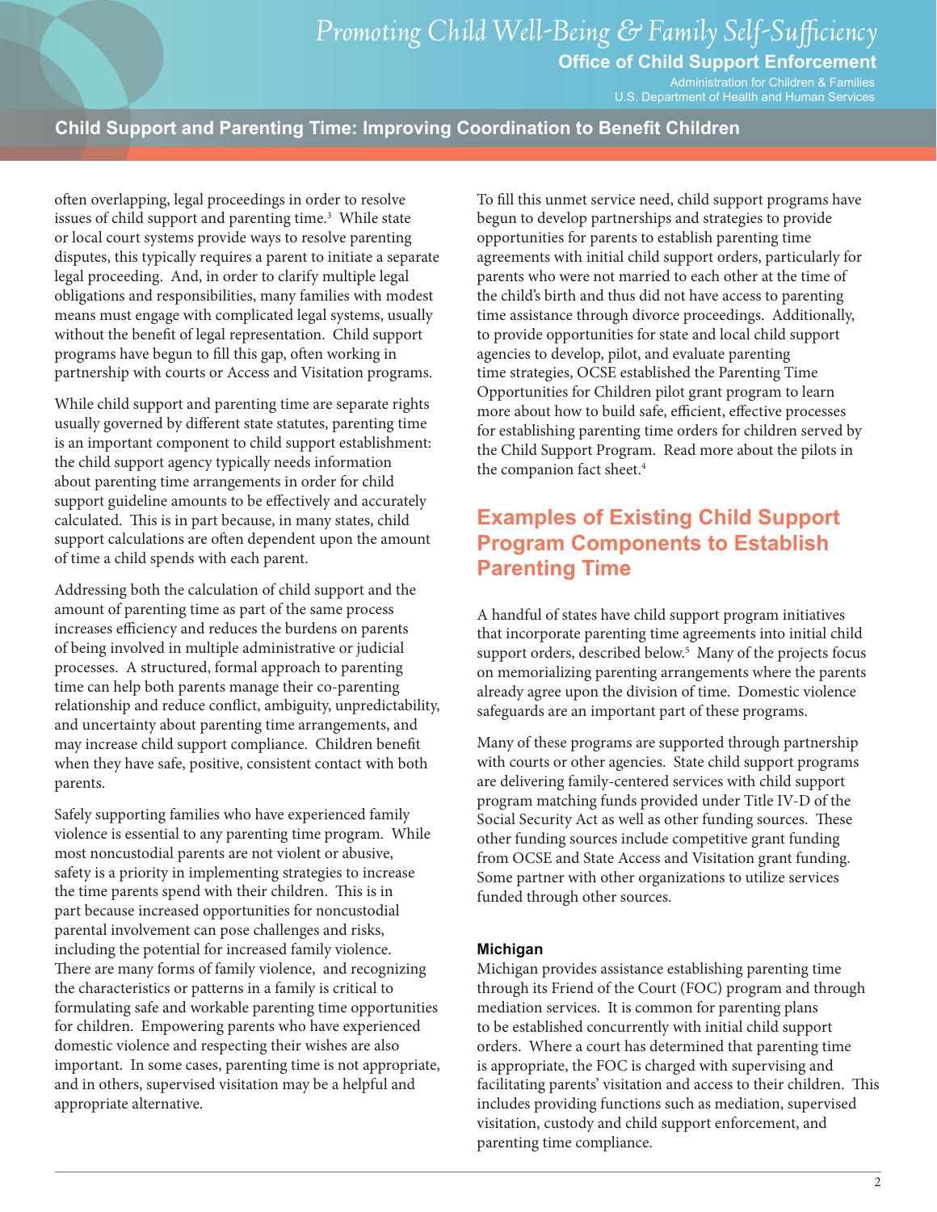often overlapping, legal proceedings in order to resolve issues of child support and parenting time.[3] While state or local court systems provide ways to resolve parenting disputes, this typically requires a parent to initiate a separate legal proceeding. And, in order to clarify multiple legal obligations and responsibilities, many families with modest means must engage with complicated legal systems, usually without the benefit of legal representation. Child support programs have begun to fill this gap, often working in partnership with courts or Access and Visitation programs.

While child support and parenting time are separate rights usually governed by different state statutes, parenting time is an important component to child support establishment: the child support agency typically needs information about parenting time arrangements in order for child support guideline amounts to be effectively and accurately calculated. This is in part because, in many states, child support calculations are often dependent upon the amount of time a child spends with each parent.

Addressing both the calculation of child support and the amount of parenting time as part of the same process increases efficiency and reduces the burdens on parents of being involved in multiple administrative or judicial processes. A structured, formal approach to parenting time can help both parents manage their co-parenting relationship and reduce conflict, ambiguity, unpredictability, and uncertainty about parenting time arrangements, and may increase child support compliance. Children benefit when they have safe, positive, consistent contact with both parents.

Safely supporting families who have experienced family violence is essential to any parenting time program. While most noncustodial parents are not violent or abusive, safety is a priority in implementing strategies to increase the time parents spend with their children. This is in part because increased opportunities for noncustodial parental involvement can pose challenges and risks, including the potential for increased family violence. There are many forms of family violence, and recognizing the characteristics or patterns in a family is critical to formulating safe and workable parenting time opportunities for children. Empowering parents who have experienced domestic violence and respecting their wishes are also important. In some cases, parenting time is not appropriate, and in others, supervised visitation may be a helpful and appropriate alternative.

To fill this unmet service need, child support programs have begun to develop partnerships and strategies to provide opportunities for parents to establish parenting time agreements with initial child support orders, particularly for parents who were not married to each other at the time of the child's birth and thus did not have access to parenting time assistance through divorce proceedings. Additionally, to provide opportunities for state and local child support agencies to develop, pilot, and evaluate parenting time strategies, OCSE established the Parenting Time Opportunities for Children pilot grant program to learn more about how to build safe, efficient, effective processes for establishing parenting time orders for children served by the Child Support Program. Read more about the pilots in the companion fact sheet.[4]

## Examples of Existing Child Support Program Components to Establish Parenting Time

A handful of states have child support program initiatives that incorporate parenting time agreements into initial child support orders, described below.[5] Many of the projects focus on memorializing parenting arrangements where the parents already agree upon the division of time. Domestic violence safeguards are an important part of these programs.

Many of these programs are supported through partnership with courts or other agencies. State child support programs are delivering family-centered services with child support program matching funds provided under Title IV-D of the Social Security Act as well as other funding sources. These other funding sources include competitive grant funding from OCSE and State Access and Visitation grant funding. Some partner with other organizations to utilize services funded through other sources.

### Michigan

Michigan provides assistance establishing parenting time through its Friend of the Court (FOC) program and through mediation services. It is common for parenting plans to be established concurrently with initial child support orders. Where a court has determined that parenting time is appropriate, the FOC is charged with supervising and facilitating parents' visitation and access to their children. This includes providing functions such as mediation, supervised visitation, custody and child support enforcement, and parenting time compliance.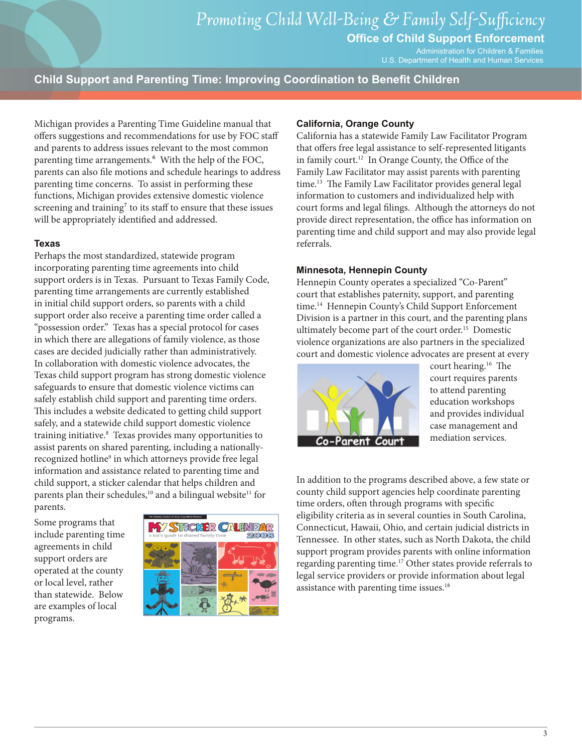Michigan provides a Parenting Time Guideline manual that offers suggestions and recommendations for use by FOC staff and parents to address issues relevant to the most common parenting time arrangements.[6] With the help of the FOC, parents can also file motions and schedule hearings to address parenting time concerns. To assist in performing these functions, Michigan provides extensive domestic violence screening and training[7] to its staff to ensure that these issues will be appropriately identified and addressed.

### Texas

Perhaps the most standardized, statewide program incorporating parenting time agreements into child support orders is in Texas. Pursuant to Texas Family Code, parenting time arrangements are currently established in initial child support orders, so parents with a child support order also receive a parenting time order called a "possession order." Texas has a special protocol for cases in which there are allegations of family violence, as those cases are decided judicially rather than administratively. In collaboration with domestic violence advocates, the Texas child support program has strong domestic violence safeguards to ensure that domestic violence victims can safely establish child support and parenting time orders. This includes a website dedicated to getting child support safely, and a statewide child support domestic violence training initiative.[8] Texas provides many opportunities to assist parents on shared parenting, including a nationally-recognized hotline[9] in which attorneys provide free legal information and assistance related to parenting time and child support, a sticker calendar that helps children and parents plan their schedules,[10] and a bilingual website[11] for parents.

Some programs that include parenting time agreements in child support orders are operated at the county or local level, rather than statewide. Below are examples of local programs.

### California, Orange County

California has a statewide Family Law Facilitator Program that offers free legal assistance to self-represented litigants in family court.[12] In Orange County, the Office of the Family Law Facilitator may assist parents with parenting time.[13] The Family Law Facilitator provides general legal information to customers and individualized help with court forms and legal filings. Although the attorneys do not provide direct representation, the office has information on parenting time and child support and may also provide legal referrals.

### Minnesota, Hennepin County

Hennepin County operates a specialized "Co-Parent" court that establishes paternity, support, and parenting time.[14] Hennepin County's Child Support Enforcement Division is a partner in this court, and the parenting plans ultimately become part of the court order.[15] Domestic violence organizations are also partners in the specialized court and domestic violence advocates are present at every court hearing.[16] The court requires parents to attend parenting education workshops and provides individual case management and mediation services.

In addition to the programs described above, a few state or county child support agencies help coordinate parenting time orders, often through programs with specific eligibility criteria as in several counties in South Carolina, Connecticut, Hawaii, Ohio, and certain judicial districts in Tennessee. In other states, such as North Dakota, the child support program provides parents with online information regarding parenting time.[17] Other states provide referrals to legal service providers or provide information about legal assistance with parenting time issues.[18]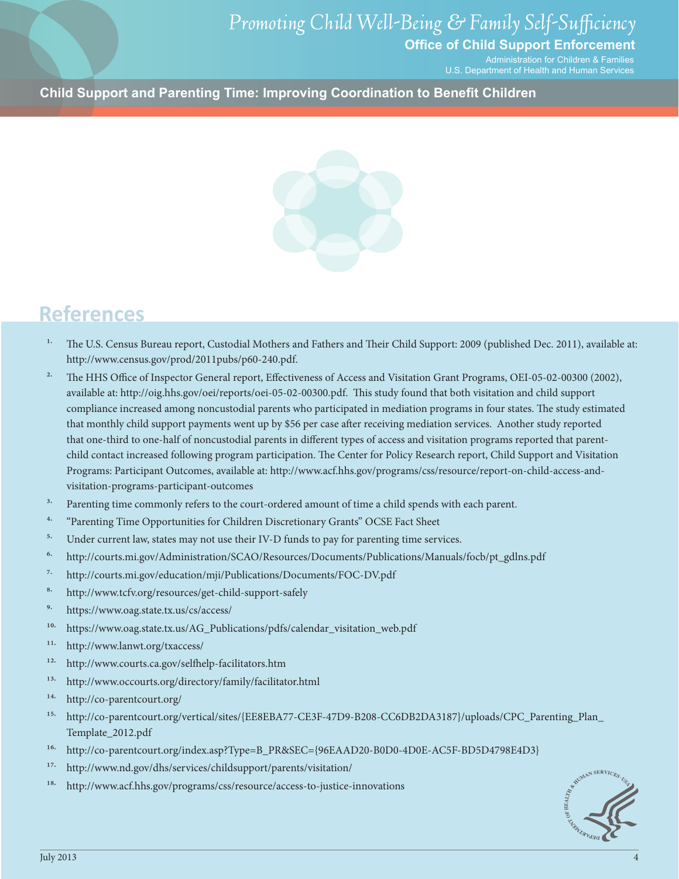## References

1. The U.S. Census Bureau report, Custodial Mothers and Fathers and Their Child Support: 2009 (published Dec. 2011), available at: http://www.census.gov/prod/2011pubs/p60-240.pdf.
2. The HHS Office of Inspector General report, Effectiveness of Access and Visitation Grant Programs, OEI-05-02-00300 (2002), available at: http://oig.hhs.gov/oei/reports/oei-05-02-00300.pdf. This study found that both visitation and child support compliance increased among noncustodial parents who participated in mediation programs in four states. The study estimated that monthly child support payments went up by $56 per case after receiving mediation services. Another study reported that one-third to one-half of noncustodial parents in different types of access and visitation programs reported that parent-child contact increased following program participation. The Center for Policy Research report, Child Support and Visitation Programs: Participant Outcomes, available at: http://www.acf.hhs.gov/programs/css/resource/report-on-child-access-and-visitation-programs-participant-outcomes
3. Parenting time commonly refers to the court-ordered amount of time a child spends with each parent.
4. "Parenting Time Opportunities for Children Discretionary Grants" OCSE Fact Sheet
5. Under current law, states may not use their IV-D funds to pay for parenting time services.
6. http://courts.mi.gov/Administration/SCAO/Resources/Documents/Publications/Manuals/focb/pt_gdlns.pdf
7. http://courts.mi.gov/education/mji/Publications/Documents/FOC-DV.pdf
8. http://www.tcfv.org/resources/get-child-support-safely
9. https://www.oag.state.tx.us/cs/access/
10. https://www.oag.state.tx.us/AG_Publications/pdfs/calendar_visitation_web.pdf
11. http://www.lanwt.org/txaccess/
12. http://www.courts.ca.gov/selfhelp-facilitators.htm
13. http://www.occourts.org/directory/family/facilitator.html
14. http://co-parentcourt.org/
15. http://co-parentcourt.org/vertical/sites/{EE8EBA77-CE3F-47D9-B208-CC6DB2DA3187}/uploads/CPC_Parenting_Plan_Template_2012.pdf
16. http://co-parentcourt.org/index.asp?Type=B_PR&SEC={96EAAD20-B0D0-4D0E-AC5F-BD5D4798E4D3}
17. http://www.nd.gov/dhs/services/childsupport/parents/visitation/
18. http://www.acf.hhs.gov/programs/css/resource/access-to-justice-innovations